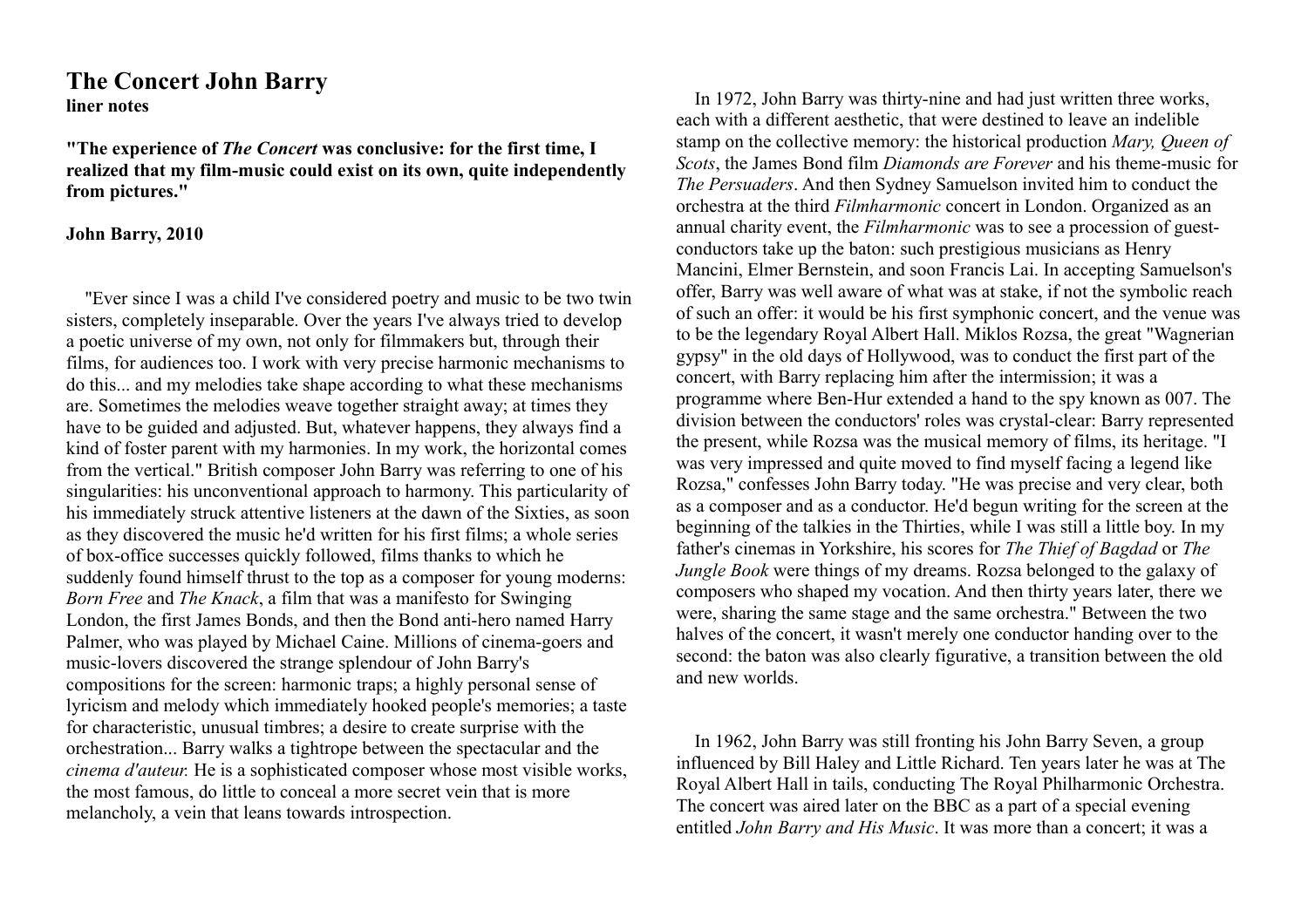# The Concert John Barry

**liner notes**

**"The experience of *The Concert* was conclusive: for the first time, I realized that my film-music could exist on its own, quite independently from pictures."**

**John Barry, 2010**

"Ever since I was a child I've considered poetry and music to be two twin sisters, completely inseparable. Over the years I've always tried to develop a poetic universe of my own, not only for filmmakers but, through their films, for audiences too. I work with very precise harmonic mechanisms to do this... and my melodies take shape according to what these mechanisms are. Sometimes the melodies weave together straight away; at times they have to be guided and adjusted. But, whatever happens, they always find a kind of foster parent with my harmonies. In my work, the horizontal comes from the vertical." British composer John Barry was referring to one of his singularities: his unconventional approach to harmony. This particularity of his immediately struck attentive listeners at the dawn of the Sixties, as soon as they discovered the music he'd written for his first films; a whole series of box-office successes quickly followed, films thanks to which he suddenly found himself thrust to the top as a composer for young moderns: *Born Free* and *The Knack*, a film that was a manifesto for Swinging London, the first James Bonds, and then the Bond anti-hero named Harry Palmer, who was played by Michael Caine. Millions of cinema-goers and music-lovers discovered the strange splendour of John Barry's compositions for the screen: harmonic traps; a highly personal sense of lyricism and melody which immediately hooked people's memories; a taste for characteristic, unusual timbres; a desire to create surprise with the orchestration... Barry walks a tightrope between the spectacular and the *cinema d'auteur.* He is a sophisticated composer whose most visible works, the most famous, do little to conceal a more secret vein that is more melancholy, a vein that leans towards introspection.

In 1972, John Barry was thirty-nine and had just written three works, each with a different aesthetic, that were destined to leave an indelible stamp on the collective memory: the historical production *Mary, Queen of Scots*, the James Bond film *Diamonds are Forever* and his theme-music for *The Persuaders*. And then Sydney Samuelson invited him to conduct the orchestra at the third *Filmharmonic* concert in London. Organized as an annual charity event, the *Filmharmonic* was to see a procession of guest-conductors take up the baton: such prestigious musicians as Henry Mancini, Elmer Bernstein, and soon Francis Lai. In accepting Samuelson's offer, Barry was well aware of what was at stake, if not the symbolic reach of such an offer: it would be his first symphonic concert, and the venue was to be the legendary Royal Albert Hall. Miklos Rozsa, the great "Wagnerian gypsy" in the old days of Hollywood, was to conduct the first part of the concert, with Barry replacing him after the intermission; it was a programme where Ben-Hur extended a hand to the spy known as 007. The division between the conductors' roles was crystal-clear: Barry represented the present, while Rozsa was the musical memory of films, its heritage. "I was very impressed and quite moved to find myself facing a legend like Rozsa," confesses John Barry today. "He was precise and very clear, both as a composer and as a conductor. He'd begun writing for the screen at the beginning of the talkies in the Thirties, while I was still a little boy. In my father's cinemas in Yorkshire, his scores for *The Thief of Bagdad* or *The Jungle Book* were things of my dreams. Rozsa belonged to the galaxy of composers who shaped my vocation. And then thirty years later, there we were, sharing the same stage and the same orchestra." Between the two halves of the concert, it wasn't merely one conductor handing over to the second: the baton was also clearly figurative, a transition between the old and new worlds.

In 1962, John Barry was still fronting his John Barry Seven, a group influenced by Bill Haley and Little Richard. Ten years later he was at The Royal Albert Hall in tails, conducting The Royal Philharmonic Orchestra. The concert was aired later on the BBC as a part of a special evening entitled *John Barry and His Music*. It was more than a concert; it was a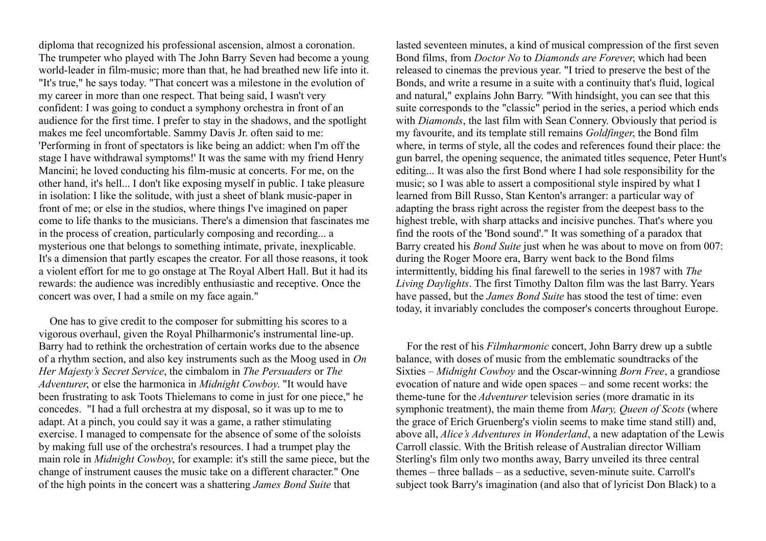diploma that recognized his professional ascension, almost a coronation. The trumpeter who played with The John Barry Seven had become a young world-leader in film-music; more than that, he had breathed new life into it. "It's true," he says today. "That concert was a milestone in the evolution of my career in more than one respect. That being said, I wasn't very confident: I was going to conduct a symphony orchestra in front of an audience for the first time. I prefer to stay in the shadows, and the spotlight makes me feel uncomfortable. Sammy Davis Jr. often said to me: 'Performing in front of spectators is like being an addict: when I'm off the stage I have withdrawal symptoms!' It was the same with my friend Henry Mancini; he loved conducting his film-music at concerts. For me, on the other hand, it's hell... I don't like exposing myself in public. I take pleasure in isolation: I like the solitude, with just a sheet of blank music-paper in front of me; or else in the studios, where things I've imagined on paper come to life thanks to the musicians. There's a dimension that fascinates me in the process of creation, particularly composing and recording... a mysterious one that belongs to something intimate, private, inexplicable. It's a dimension that partly escapes the creator. For all those reasons, it took a violent effort for me to go onstage at The Royal Albert Hall. But it had its rewards: the audience was incredibly enthusiastic and receptive. Once the concert was over, I had a smile on my face again."

One has to give credit to the composer for submitting his scores to a vigorous overhaul, given the Royal Philharmonic's instrumental line-up. Barry had to rethink the orchestration of certain works due to the absence of a rhythm section, and also key instruments such as the Moog used in *On Her Majesty's Secret Service*, the cimbalom in *The Persuaders* or *The Adventurer*, or else the harmonica in *Midnight Cowboy*. "It would have been frustrating to ask Toots Thielemans to come in just for one piece," he concedes. "I had a full orchestra at my disposal, so it was up to me to adapt. At a pinch, you could say it was a game, a rather stimulating exercise. I managed to compensate for the absence of some of the soloists by making full use of the orchestra's resources. I had a trumpet play the main role in *Midnight Cowboy*, for example: it's still the same piece, but the change of instrument causes the music take on a different character." One of the high points in the concert was a shattering *James Bond Suite* that lasted seventeen minutes, a kind of musical compression of the first seven Bond films, from *Doctor No* to *Diamonds are Forever*, which had been released to cinemas the previous year. "I tried to preserve the best of the Bonds, and write a resume in a suite with a continuity that's fluid, logical and natural," explains John Barry. "With hindsight, you can see that this suite corresponds to the "classic" period in the series, a period which ends with *Diamonds*, the last film with Sean Connery. Obviously that period is my favourite, and its template still remains *Goldfinger*, the Bond film where, in terms of style, all the codes and references found their place: the gun barrel, the opening sequence, the animated titles sequence, Peter Hunt's editing... It was also the first Bond where I had sole responsibility for the music; so I was able to assert a compositional style inspired by what I learned from Bill Russo, Stan Kenton's arranger: a particular way of adapting the brass right across the register from the deepest bass to the highest treble, with sharp attacks and incisive punches. That's where you find the roots of the 'Bond sound'." It was something of a paradox that Barry created his *Bond Suite* just when he was about to move on from 007: during the Roger Moore era, Barry went back to the Bond films intermittently, bidding his final farewell to the series in 1987 with *The Living Daylights*. The first Timothy Dalton film was the last Barry. Years have passed, but the *James Bond Suite* has stood the test of time: even today, it invariably concludes the composer's concerts throughout Europe.

For the rest of his *Filmharmonic* concert, John Barry drew up a subtle balance, with doses of music from the emblematic soundtracks of the Sixties – *Midnight Cowboy* and the Oscar-winning *Born Free*, a grandiose evocation of nature and wide open spaces – and some recent works: the theme-tune for the *Adventurer* television series (more dramatic in its symphonic treatment), the main theme from *Mary, Queen of Scots* (where the grace of Erich Gruenberg's violin seems to make time stand still) and, above all, *Alice's Adventures in Wonderland*, a new adaptation of the Lewis Carroll classic. With the British release of Australian director William Sterling's film only two months away, Barry unveiled its three central themes – three ballads – as a seductive, seven-minute suite. Carroll's subject took Barry's imagination (and also that of lyricist Don Black) to a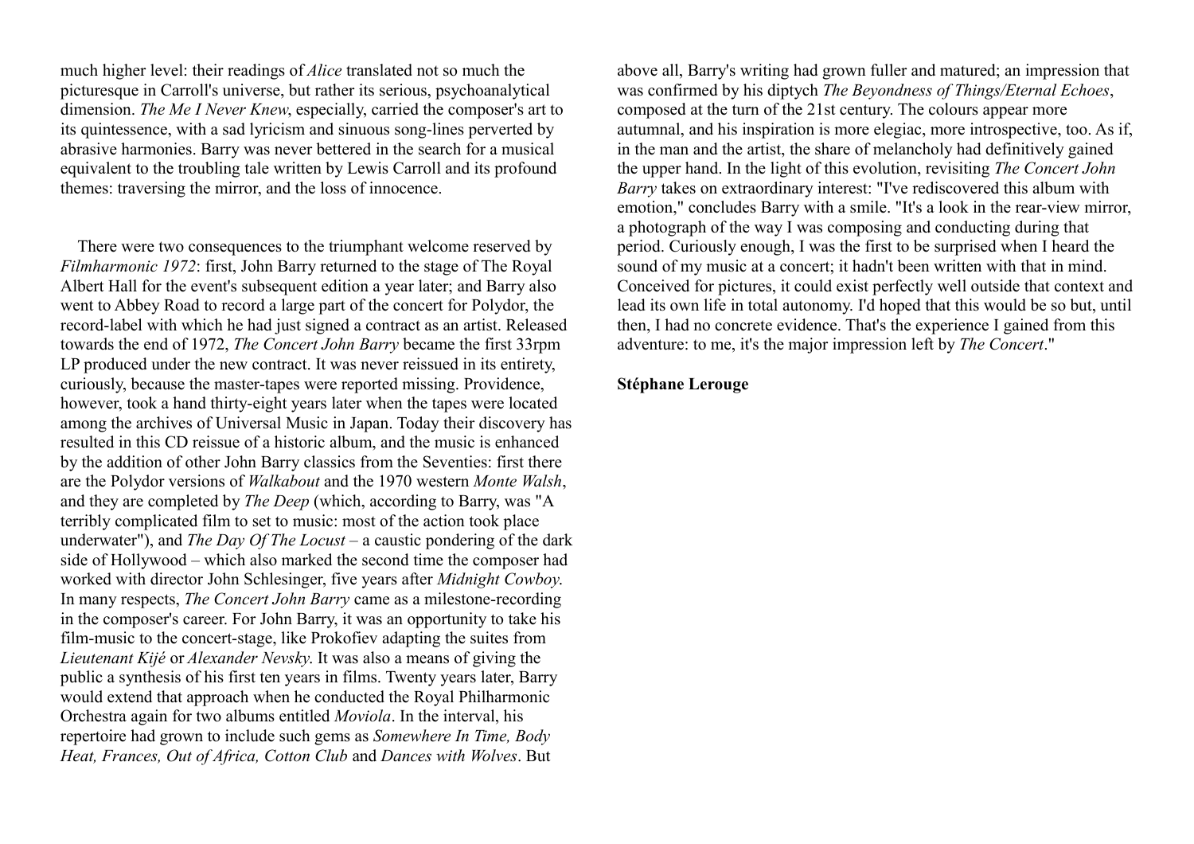much higher level: their readings of *Alice* translated not so much the picturesque in Carroll's universe, but rather its serious, psychoanalytical dimension. *The Me I Never Knew*, especially, carried the composer's art to its quintessence, with a sad lyricism and sinuous song-lines perverted by abrasive harmonies. Barry was never bettered in the search for a musical equivalent to the troubling tale written by Lewis Carroll and its profound themes: traversing the mirror, and the loss of innocence.

There were two consequences to the triumphant welcome reserved by *Filmharmonic 1972*: first, John Barry returned to the stage of The Royal Albert Hall for the event's subsequent edition a year later; and Barry also went to Abbey Road to record a large part of the concert for Polydor, the record-label with which he had just signed a contract as an artist. Released towards the end of 1972, *The Concert John Barry* became the first 33rpm LP produced under the new contract. It was never reissued in its entirety, curiously, because the master-tapes were reported missing. Providence, however, took a hand thirty-eight years later when the tapes were located among the archives of Universal Music in Japan. Today their discovery has resulted in this CD reissue of a historic album, and the music is enhanced by the addition of other John Barry classics from the Seventies: first there are the Polydor versions of *Walkabout* and the 1970 western *Monte Walsh*, and they are completed by *The Deep* (which, according to Barry, was "A terribly complicated film to set to music: most of the action took place underwater"), and *The Day Of The Locust* – a caustic pondering of the dark side of Hollywood – which also marked the second time the composer had worked with director John Schlesinger, five years after *Midnight Cowboy*. In many respects, *The Concert John Barry* came as a milestone-recording in the composer's career. For John Barry, it was an opportunity to take his film-music to the concert-stage, like Prokofiev adapting the suites from *Lieutenant Kijé* or *Alexander Nevsky*. It was also a means of giving the public a synthesis of his first ten years in films. Twenty years later, Barry would extend that approach when he conducted the Royal Philharmonic Orchestra again for two albums entitled *Moviola*. In the interval, his repertoire had grown to include such gems as *Somewhere In Time, Body Heat, Frances, Out of Africa, Cotton Club* and *Dances with Wolves*. But above all, Barry's writing had grown fuller and matured; an impression that was confirmed by his diptych *The Beyondness of Things/Eternal Echoes*, composed at the turn of the 21st century. The colours appear more autumnal, and his inspiration is more elegiac, more introspective, too. As if, in the man and the artist, the share of melancholy had definitively gained the upper hand. In the light of this evolution, revisiting *The Concert John Barry* takes on extraordinary interest: "I've rediscovered this album with emotion," concludes Barry with a smile. "It's a look in the rear-view mirror, a photograph of the way I was composing and conducting during that period. Curiously enough, I was the first to be surprised when I heard the sound of my music at a concert; it hadn't been written with that in mind. Conceived for pictures, it could exist perfectly well outside that context and lead its own life in total autonomy. I'd hoped that this would be so but, until then, I had no concrete evidence. That's the experience I gained from this adventure: to me, it's the major impression left by *The Concert*."

**Stéphane Lerouge**